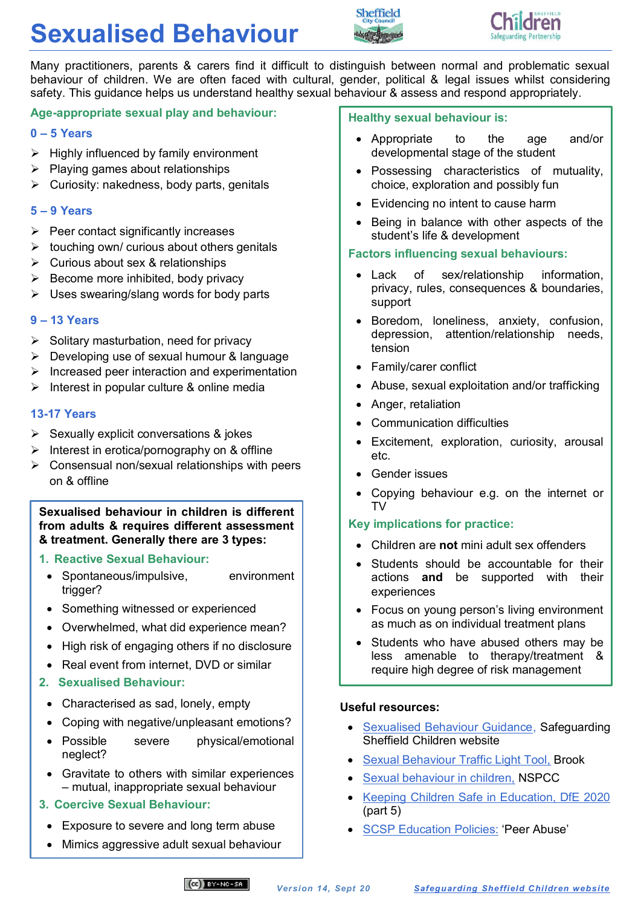# Sexualised Behaviour

Many practitioners, parents & carers find it difficult to distinguish between normal and problematic sexual behaviour of children. We are often faced with cultural, gender, political & legal issues whilst considering safety. This guidance helps us understand healthy sexual behaviour & assess and respond appropriately.

## Age-appropriate sexual play and behaviour:

### 0 – 5 Years

- Highly influenced by family environment
- Playing games about relationships
- Curiosity: nakedness, body parts, genitals

### 5 – 9 Years

- Peer contact significantly increases
- touching own/ curious about others genitals
- Curious about sex & relationships
- Become more inhibited, body privacy
- Uses swearing/slang words for body parts

### 9 – 13 Years

- Solitary masturbation, need for privacy
- Developing use of sexual humour & language
- Increased peer interaction and experimentation
- Interest in popular culture & online media

### 13-17 Years

- Sexually explicit conversations & jokes
- Interest in erotica/pornography on & offline
- Consensual non/sexual relationships with peers on & offline

**Sexualised behaviour in children is different from adults & requires different assessment & treatment. Generally there are 3 types:**

### 1. Reactive Sexual Behaviour:

- Spontaneous/impulsive, environment trigger?
- Something witnessed or experienced
- Overwhelmed, what did experience mean?
- High risk of engaging others if no disclosure
- Real event from internet, DVD or similar

### 2. Sexualised Behaviour:

- Characterised as sad, lonely, empty
- Coping with negative/unpleasant emotions?
- Possible severe physical/emotional neglect?
- Gravitate to others with similar experiences – mutual, inappropriate sexual behaviour

### 3. Coercive Sexual Behaviour:

- Exposure to severe and long term abuse
- Mimics aggressive adult sexual behaviour

## Healthy sexual behaviour is:

- Appropriate to the age and/or developmental stage of the student
- Possessing characteristics of mutuality, choice, exploration and possibly fun
- Evidencing no intent to cause harm
- Being in balance with other aspects of the student's life & development

## Factors influencing sexual behaviours:

- Lack of sex/relationship information, privacy, rules, consequences & boundaries, support
- Boredom, loneliness, anxiety, confusion, depression, attention/relationship needs, tension
- Family/carer conflict
- Abuse, sexual exploitation and/or trafficking
- Anger, retaliation
- Communication difficulties
- Excitement, exploration, curiosity, arousal etc.
- Gender issues
- Copying behaviour e.g. on the internet or TV

## Key implications for practice:

- Children are **not** mini adult sex offenders
- Students should be accountable for their actions **and** be supported with their experiences
- Focus on young person's living environment as much as on individual treatment plans
- Students who have abused others may be less amenable to therapy/treatment & require high degree of risk management

**Useful resources:**

- Sexualised Behaviour Guidance, Safeguarding Sheffield Children website
- Sexual Behaviour Traffic Light Tool, Brook
- Sexual behaviour in children, NSPCC
- Keeping Children Safe in Education, DfE 2020 (part 5)
- SCSP Education Policies: 'Peer Abuse'

*Version 14, Sept 20* — Safeguarding Sheffield Children website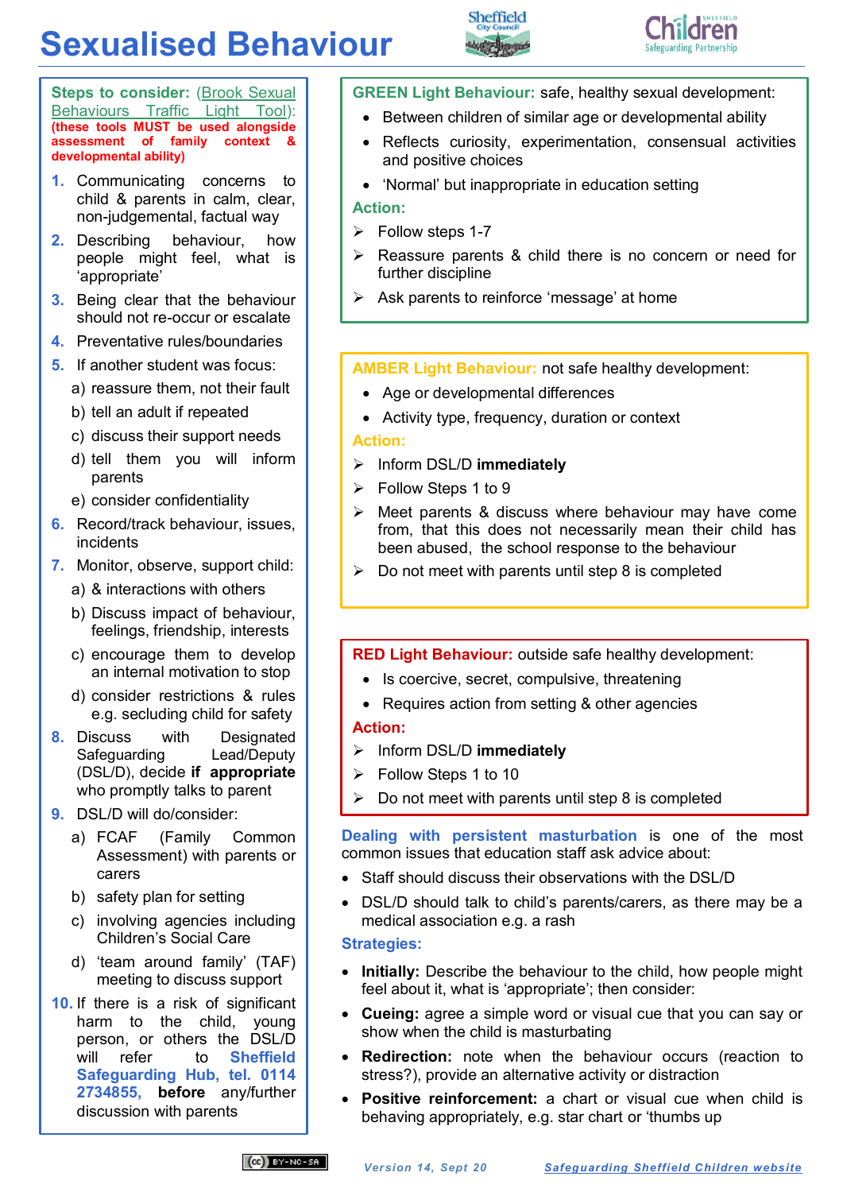# Sexualised Behaviour

**Steps to consider:** (Brook Sexual Behaviours Traffic Light Tool): **(these tools MUST be used alongside assessment of family context & developmental ability)**

1. Communicating concerns to child & parents in calm, clear, non-judgemental, factual way
2. Describing behaviour, how people might feel, what is 'appropriate'
3. Being clear that the behaviour should not re-occur or escalate
4. Preventative rules/boundaries
5. If another student was focus:
   a) reassure them, not their fault
   b) tell an adult if repeated
   c) discuss their support needs
   d) tell them you will inform parents
   e) consider confidentiality
6. Record/track behaviour, issues, incidents
7. Monitor, observe, support child:
   a) & interactions with others
   b) Discuss impact of behaviour, feelings, friendship, interests
   c) encourage them to develop an internal motivation to stop
   d) consider restrictions & rules e.g. secluding child for safety
8. Discuss with Designated Safeguarding Lead/Deputy (DSL/D), decide **if appropriate** who promptly talks to parent
9. DSL/D will do/consider:
   a) FCAF (Family Common Assessment) with parents or carers
   b) safety plan for setting
   c) involving agencies including Children's Social Care
   d) 'team around family' (TAF) meeting to discuss support
10. If there is a risk of significant harm to the child, young person, or others the DSL/D will refer to **Sheffield Safeguarding Hub, tel. 0114 2734855,** **before** any/further discussion with parents

**GREEN Light Behaviour:** safe, healthy sexual development:

- Between children of similar age or developmental ability
- Reflects curiosity, experimentation, consensual activities and positive choices
- 'Normal' but inappropriate in education setting

**Action:**

- Follow steps 1-7
- Reassure parents & child there is no concern or need for further discipline
- Ask parents to reinforce 'message' at home

**AMBER Light Behaviour:** not safe healthy development:

- Age or developmental differences
- Activity type, frequency, duration or context

**Action:**

- Inform DSL/D **immediately**
- Follow Steps 1 to 9
- Meet parents & discuss where behaviour may have come from, that this does not necessarily mean their child has been abused, the school response to the behaviour
- Do not meet with parents until step 8 is completed

**RED Light Behaviour:** outside safe healthy development:

- Is coercive, secret, compulsive, threatening
- Requires action from setting & other agencies

**Action:**

- Inform DSL/D **immediately**
- Follow Steps 1 to 10
- Do not meet with parents until step 8 is completed

**Dealing with persistent masturbation** is one of the most common issues that education staff ask advice about:

- Staff should discuss their observations with the DSL/D
- DSL/D should talk to child's parents/carers, as there may be a medical association e.g. a rash

**Strategies:**

- **Initially:** Describe the behaviour to the child, how people might feel about it, what is 'appropriate'; then consider:
- **Cueing:** agree a simple word or visual cue that you can say or show when the child is masturbating
- **Redirection:** note when the behaviour occurs (reaction to stress?), provide an alternative activity or distraction
- **Positive reinforcement:** a chart or visual cue when child is behaving appropriately, e.g. star chart or 'thumbs up

Version 14, Sept 20 — Safeguarding Sheffield Children website